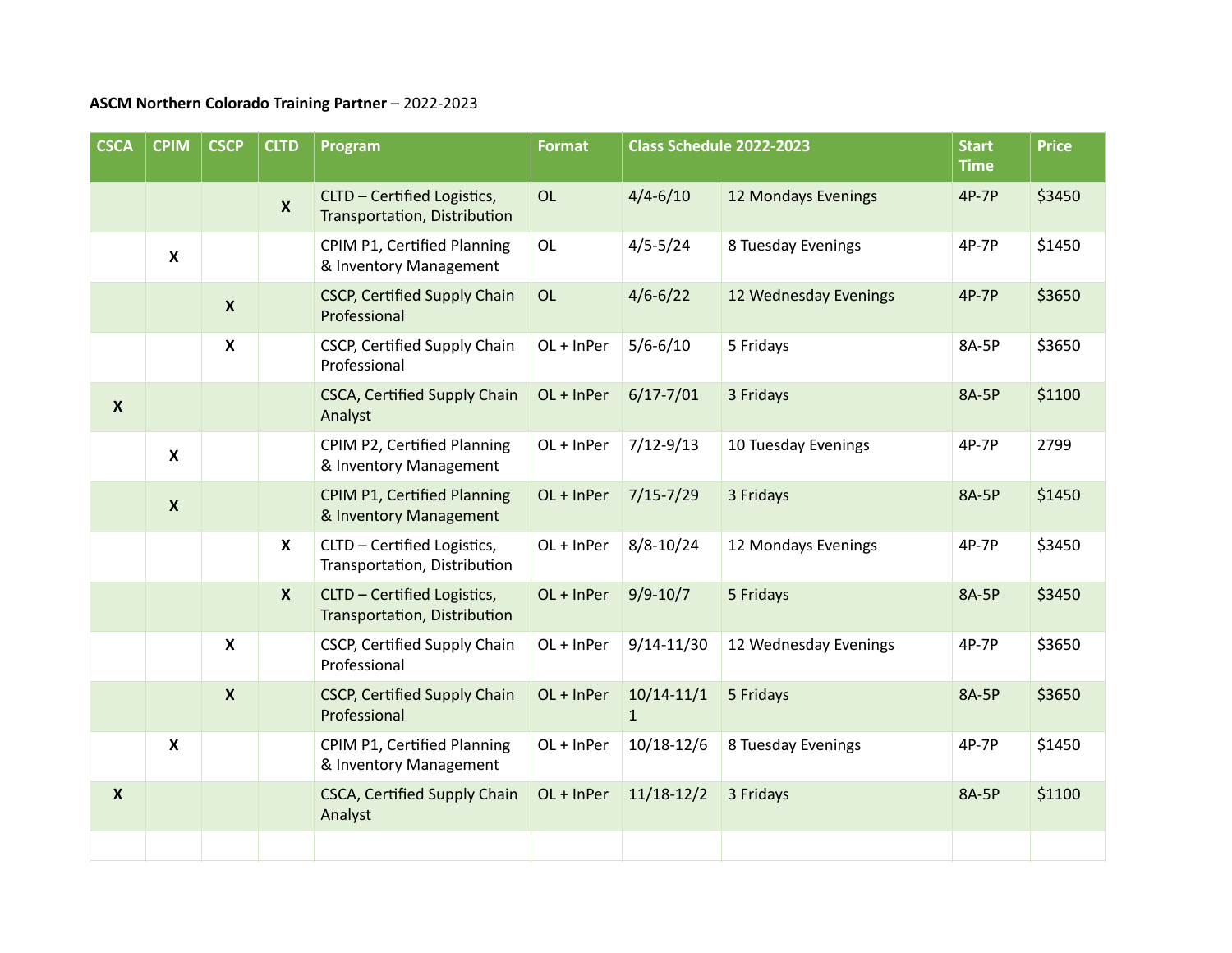**ASCM Northern Colorado Training Partner** – 2022-2023

| CSCA | CPIM | CSCP | CLTD | Program | Format | Class Schedule 2022-2023 | | Start Time | Price |
|---|---|---|---|---|---|---|---|---|---|
| | | | X | CLTD – Certified Logistics, Transportation, Distribution | OL | 4/4-6/10 | 12 Mondays Evenings | 4P-7P | $3450 |
| | X | | | CPIM P1, Certified Planning & Inventory Management | OL | 4/5-5/24 | 8 Tuesday Evenings | 4P-7P | $1450 |
| | | X | | CSCP, Certified Supply Chain Professional | OL | 4/6-6/22 | 12 Wednesday Evenings | 4P-7P | $3650 |
| | | X | | CSCP, Certified Supply Chain Professional | OL + InPer | 5/6-6/10 | 5 Fridays | 8A-5P | $3650 |
| X | | | | CSCA, Certified Supply Chain Analyst | OL + InPer | 6/17-7/01 | 3 Fridays | 8A-5P | $1100 |
| | X | | | CPIM P2, Certified Planning & Inventory Management | OL + InPer | 7/12-9/13 | 10 Tuesday Evenings | 4P-7P | 2799 |
| | X | | | CPIM P1, Certified Planning & Inventory Management | OL + InPer | 7/15-7/29 | 3 Fridays | 8A-5P | $1450 |
| | | | X | CLTD – Certified Logistics, Transportation, Distribution | OL + InPer | 8/8-10/24 | 12 Mondays Evenings | 4P-7P | $3450 |
| | | | X | CLTD – Certified Logistics, Transportation, Distribution | OL + InPer | 9/9-10/7 | 5 Fridays | 8A-5P | $3450 |
| | | X | | CSCP, Certified Supply Chain Professional | OL + InPer | 9/14-11/30 | 12 Wednesday Evenings | 4P-7P | $3650 |
| | | X | | CSCP, Certified Supply Chain Professional | OL + InPer | 10/14-11/11 | 5 Fridays | 8A-5P | $3650 |
| | X | | | CPIM P1, Certified Planning & Inventory Management | OL + InPer | 10/18-12/6 | 8 Tuesday Evenings | 4P-7P | $1450 |
| X | | | | CSCA, Certified Supply Chain Analyst | OL + InPer | 11/18-12/2 | 3 Fridays | 8A-5P | $1100 |
| | | | | | | | | | |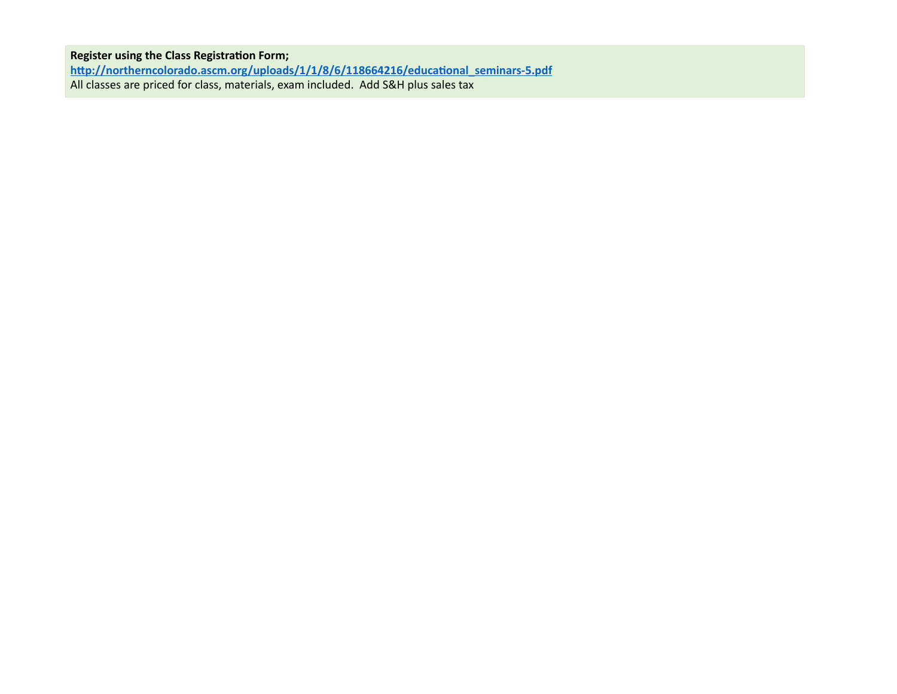**Register using the Class Registration Form;**
**[http://northerncolorado.ascm.org/uploads/1/1/8/6/118664216/educational_seminars-5.pdf](http://northerncolorado.ascm.org/uploads/1/1/8/6/118664216/educational_seminars-5.pdf)**
All classes are priced for class, materials, exam included.  Add S&H plus sales tax